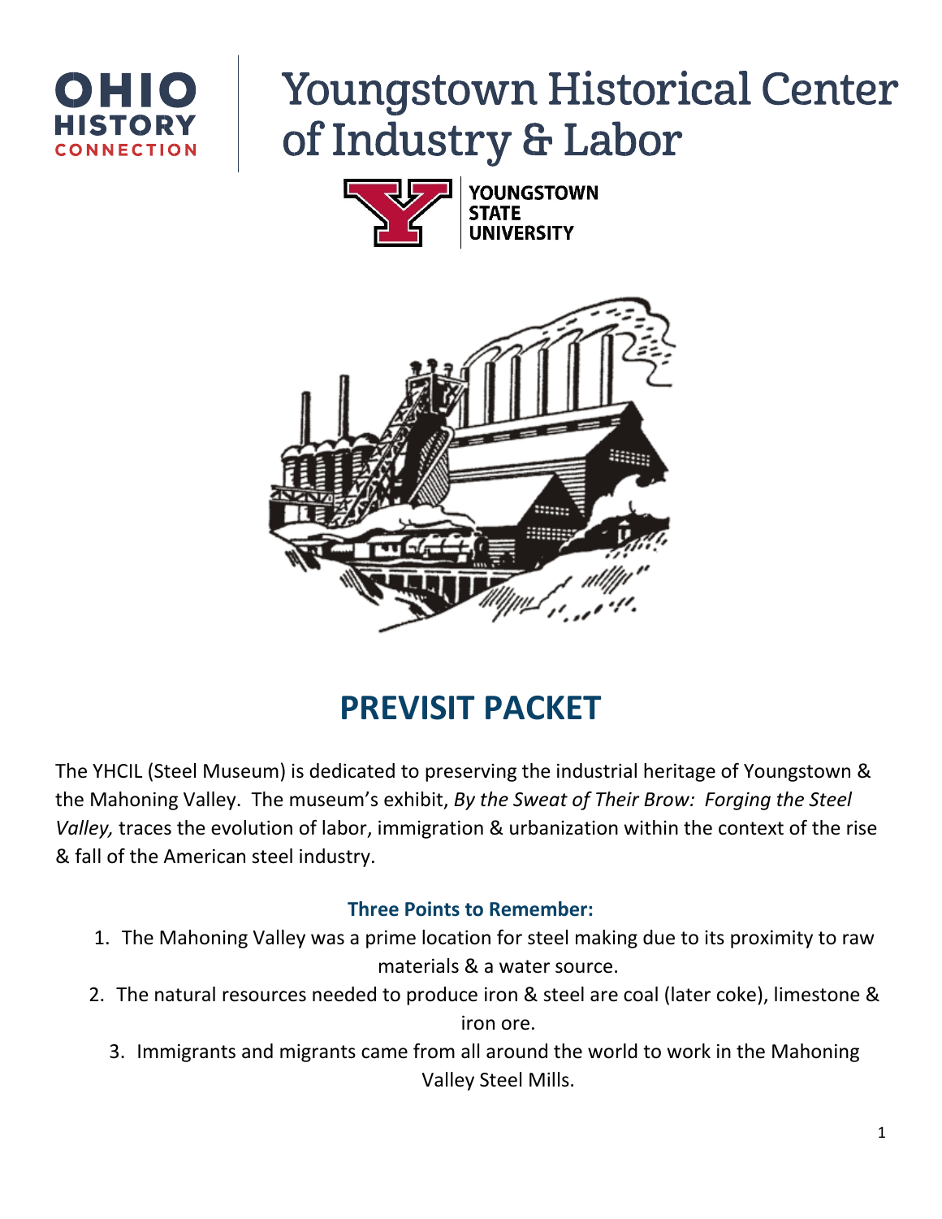OHIO HISTORY CONNECTION

# Youngstown Historical Center of Industry & Labor

YOUNGSTOWN STATE UNIVERSITY

## PREVISIT PACKET

The YHCIL (Steel Museum) is dedicated to preserving the industrial heritage of Youngstown & the Mahoning Valley. The museum's exhibit, *By the Sweat of Their Brow: Forging the Steel Valley,* traces the evolution of labor, immigration & urbanization within the context of the rise & fall of the American steel industry.

### Three Points to Remember:

1. The Mahoning Valley was a prime location for steel making due to its proximity to raw materials & a water source.
2. The natural resources needed to produce iron & steel are coal (later coke), limestone & iron ore.
3. Immigrants and migrants came from all around the world to work in the Mahoning Valley Steel Mills.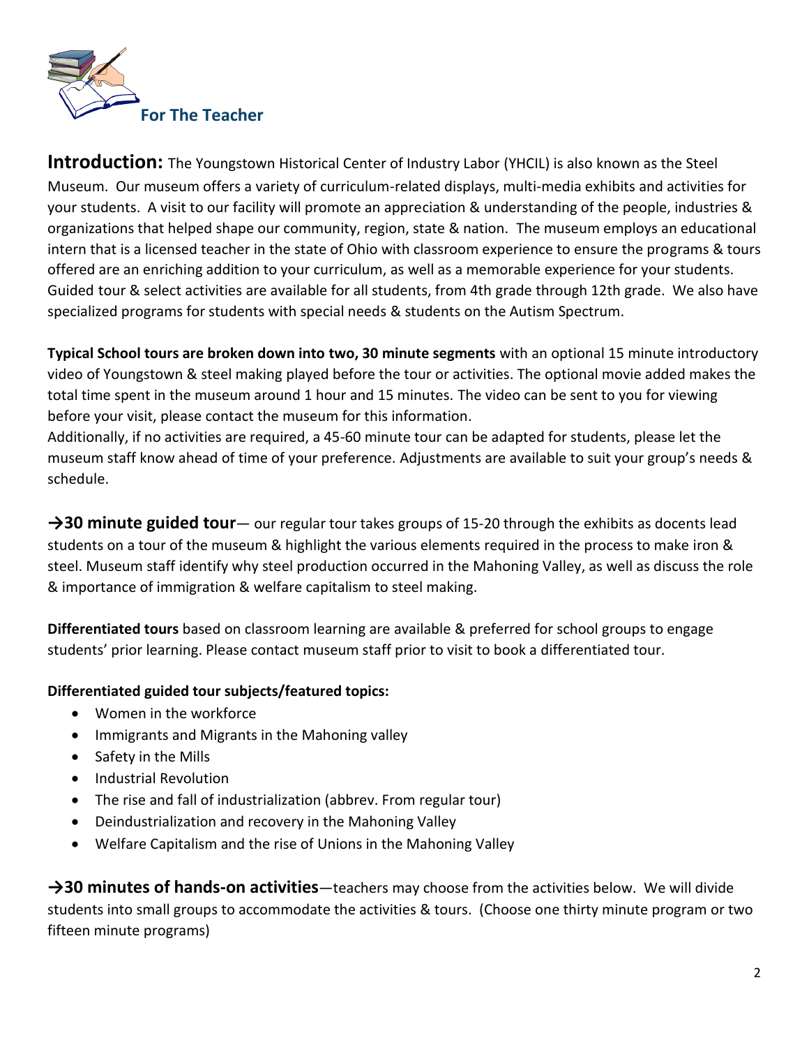## For The Teacher

**Introduction:** The Youngstown Historical Center of Industry Labor (YHCIL) is also known as the Steel Museum. Our museum offers a variety of curriculum-related displays, multi-media exhibits and activities for your students. A visit to our facility will promote an appreciation & understanding of the people, industries & organizations that helped shape our community, region, state & nation. The museum employs an educational intern that is a licensed teacher in the state of Ohio with classroom experience to ensure the programs & tours offered are an enriching addition to your curriculum, as well as a memorable experience for your students. Guided tour & select activities are available for all students, from 4th grade through 12th grade. We also have specialized programs for students with special needs & students on the Autism Spectrum.

**Typical School tours are broken down into two, 30 minute segments** with an optional 15 minute introductory video of Youngstown & steel making played before the tour or activities. The optional movie added makes the total time spent in the museum around 1 hour and 15 minutes. The video can be sent to you for viewing before your visit, please contact the museum for this information.
Additionally, if no activities are required, a 45-60 minute tour can be adapted for students, please let the museum staff know ahead of time of your preference. Adjustments are available to suit your group's needs & schedule.

**→30 minute guided tour**— our regular tour takes groups of 15-20 through the exhibits as docents lead students on a tour of the museum & highlight the various elements required in the process to make iron & steel. Museum staff identify why steel production occurred in the Mahoning Valley, as well as discuss the role & importance of immigration & welfare capitalism to steel making.

**Differentiated tours** based on classroom learning are available & preferred for school groups to engage students' prior learning. Please contact museum staff prior to visit to book a differentiated tour.

**Differentiated guided tour subjects/featured topics:**

- Women in the workforce
- Immigrants and Migrants in the Mahoning valley
- Safety in the Mills
- Industrial Revolution
- The rise and fall of industrialization (abbrev. From regular tour)
- Deindustrialization and recovery in the Mahoning Valley
- Welfare Capitalism and the rise of Unions in the Mahoning Valley

**→30 minutes of hands-on activities**—teachers may choose from the activities below. We will divide students into small groups to accommodate the activities & tours. (Choose one thirty minute program or two fifteen minute programs)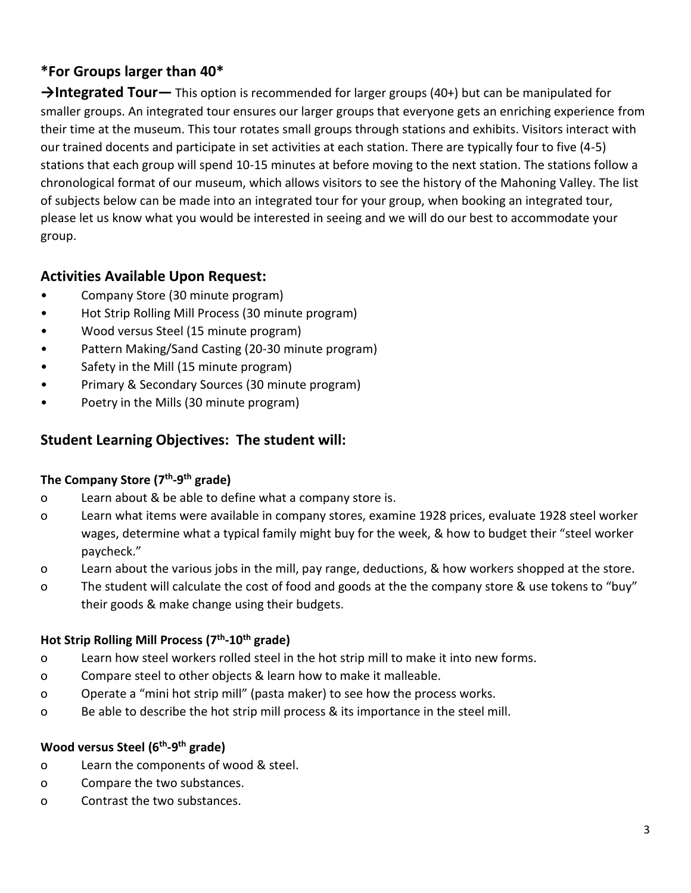## *For Groups larger than 40*

**→Integrated Tour—** This option is recommended for larger groups (40+) but can be manipulated for smaller groups. An integrated tour ensures our larger groups that everyone gets an enriching experience from their time at the museum. This tour rotates small groups through stations and exhibits. Visitors interact with our trained docents and participate in set activities at each station. There are typically four to five (4-5) stations that each group will spend 10-15 minutes at before moving to the next station. The stations follow a chronological format of our museum, which allows visitors to see the history of the Mahoning Valley. The list of subjects below can be made into an integrated tour for your group, when booking an integrated tour, please let us know what you would be interested in seeing and we will do our best to accommodate your group.

## Activities Available Upon Request:

- Company Store (30 minute program)
- Hot Strip Rolling Mill Process (30 minute program)
- Wood versus Steel (15 minute program)
- Pattern Making/Sand Casting (20-30 minute program)
- Safety in the Mill (15 minute program)
- Primary & Secondary Sources (30 minute program)
- Poetry in the Mills (30 minute program)

## Student Learning Objectives: The student will:

### The Company Store (7th-9th grade)

- Learn about & be able to define what a company store is.
- Learn what items were available in company stores, examine 1928 prices, evaluate 1928 steel worker wages, determine what a typical family might buy for the week, & how to budget their "steel worker paycheck."
- Learn about the various jobs in the mill, pay range, deductions, & how workers shopped at the store.
- The student will calculate the cost of food and goods at the the company store & use tokens to "buy" their goods & make change using their budgets.

### Hot Strip Rolling Mill Process (7th-10th grade)

- Learn how steel workers rolled steel in the hot strip mill to make it into new forms.
- Compare steel to other objects & learn how to make it malleable.
- Operate a "mini hot strip mill" (pasta maker) to see how the process works.
- Be able to describe the hot strip mill process & its importance in the steel mill.

### Wood versus Steel (6th-9th grade)

- Learn the components of wood & steel.
- Compare the two substances.
- Contrast the two substances.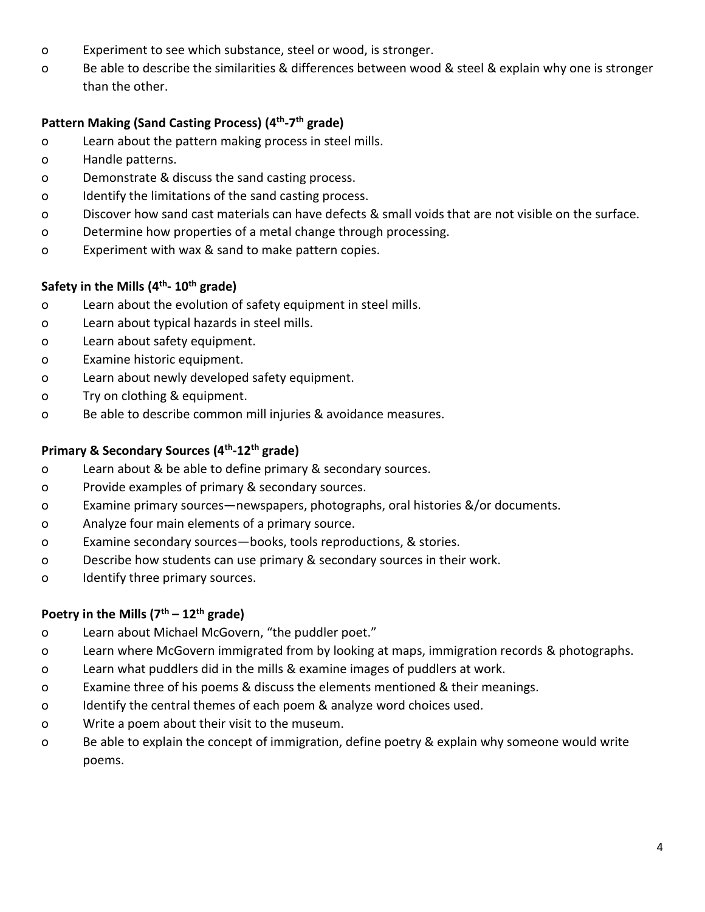- Experiment to see which substance, steel or wood, is stronger.
- Be able to describe the similarities & differences between wood & steel & explain why one is stronger than the other.

**Pattern Making (Sand Casting Process) (4th-7th grade)**

- Learn about the pattern making process in steel mills.
- Handle patterns.
- Demonstrate & discuss the sand casting process.
- Identify the limitations of the sand casting process.
- Discover how sand cast materials can have defects & small voids that are not visible on the surface.
- Determine how properties of a metal change through processing.
- Experiment with wax & sand to make pattern copies.

**Safety in the Mills (4th- 10th grade)**

- Learn about the evolution of safety equipment in steel mills.
- Learn about typical hazards in steel mills.
- Learn about safety equipment.
- Examine historic equipment.
- Learn about newly developed safety equipment.
- Try on clothing & equipment.
- Be able to describe common mill injuries & avoidance measures.

**Primary & Secondary Sources (4th-12th grade)**

- Learn about & be able to define primary & secondary sources.
- Provide examples of primary & secondary sources.
- Examine primary sources—newspapers, photographs, oral histories &/or documents.
- Analyze four main elements of a primary source.
- Examine secondary sources—books, tools reproductions, & stories.
- Describe how students can use primary & secondary sources in their work.
- Identify three primary sources.

**Poetry in the Mills (7th – 12th grade)**

- Learn about Michael McGovern, "the puddler poet."
- Learn where McGovern immigrated from by looking at maps, immigration records & photographs.
- Learn what puddlers did in the mills & examine images of puddlers at work.
- Examine three of his poems & discuss the elements mentioned & their meanings.
- Identify the central themes of each poem & analyze word choices used.
- Write a poem about their visit to the museum.
- Be able to explain the concept of immigration, define poetry & explain why someone would write poems.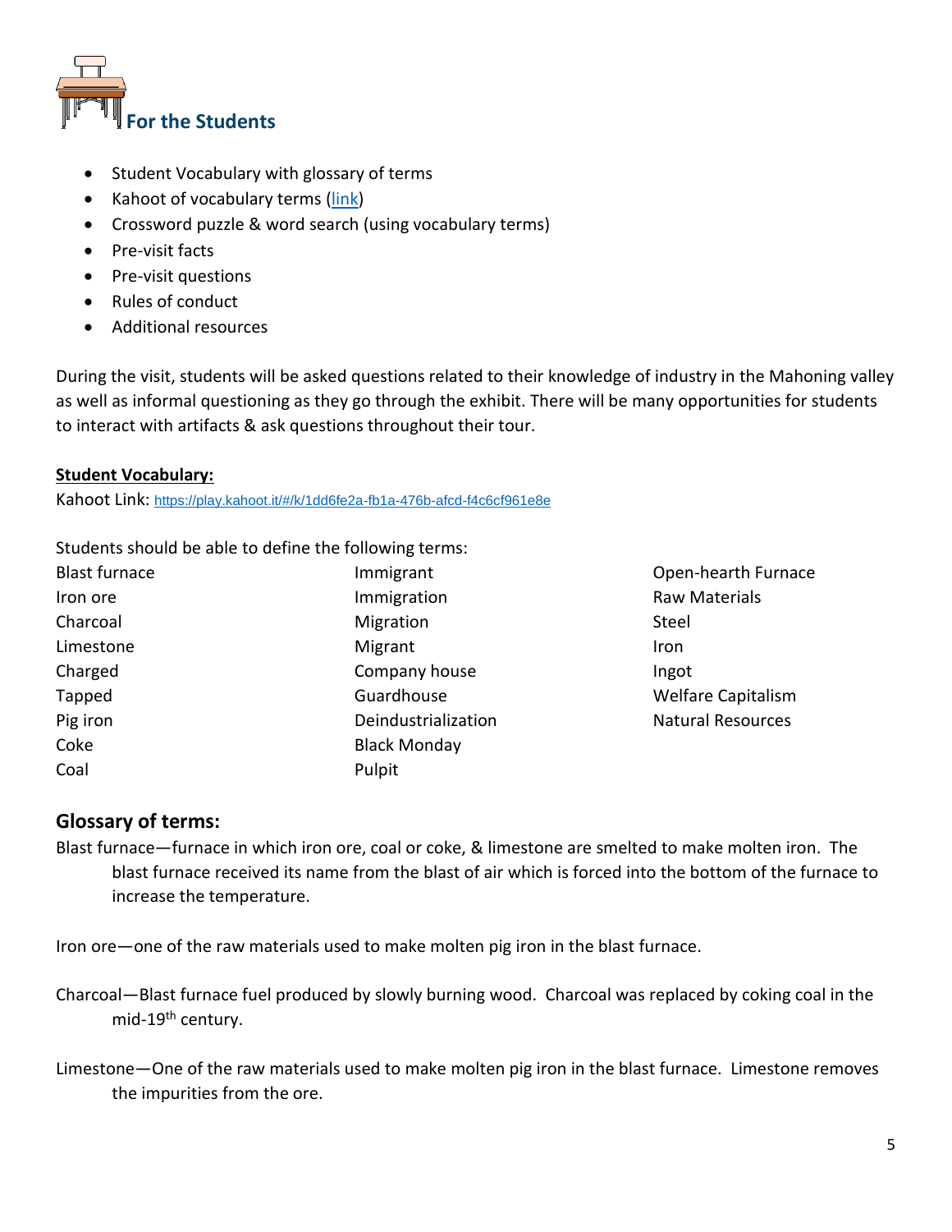## For the Students

- Student Vocabulary with glossary of terms
- Kahoot of vocabulary terms ([link](https://play.kahoot.it/#/k/1dd6fe2a-fb1a-476b-afcd-f4c6cf961e8e))
- Crossword puzzle & word search (using vocabulary terms)
- Pre-visit facts
- Pre-visit questions
- Rules of conduct
- Additional resources

During the visit, students will be asked questions related to their knowledge of industry in the Mahoning valley as well as informal questioning as they go through the exhibit. There will be many opportunities for students to interact with artifacts & ask questions throughout their tour.

**Student Vocabulary:**

Kahoot Link: https://play.kahoot.it/#/k/1dd6fe2a-fb1a-476b-afcd-f4c6cf961e8e

Students should be able to define the following terms:

| | | |
|---|---|---|
| Blast furnace | Immigrant | Open-hearth Furnace |
| Iron ore | Immigration | Raw Materials |
| Charcoal | Migration | Steel |
| Limestone | Migrant | Iron |
| Charged | Company house | Ingot |
| Tapped | Guardhouse | Welfare Capitalism |
| Pig iron | Deindustrialization | Natural Resources |
| Coke | Black Monday | |
| Coal | Pulpit | |

### Glossary of terms:

Blast furnace—furnace in which iron ore, coal or coke, & limestone are smelted to make molten iron. The blast furnace received its name from the blast of air which is forced into the bottom of the furnace to increase the temperature.

Iron ore—one of the raw materials used to make molten pig iron in the blast furnace.

Charcoal—Blast furnace fuel produced by slowly burning wood. Charcoal was replaced by coking coal in the mid-19th century.

Limestone—One of the raw materials used to make molten pig iron in the blast furnace. Limestone removes the impurities from the ore.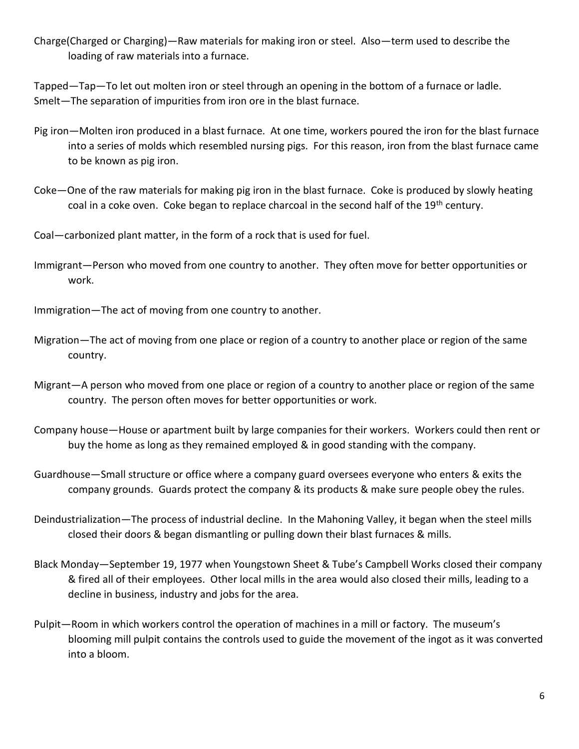Charge(Charged or Charging)—Raw materials for making iron or steel. Also—term used to describe the loading of raw materials into a furnace.

Tapped—Tap—To let out molten iron or steel through an opening in the bottom of a furnace or ladle.
Smelt—The separation of impurities from iron ore in the blast furnace.

Pig iron—Molten iron produced in a blast furnace. At one time, workers poured the iron for the blast furnace into a series of molds which resembled nursing pigs. For this reason, iron from the blast furnace came to be known as pig iron.

Coke—One of the raw materials for making pig iron in the blast furnace. Coke is produced by slowly heating coal in a coke oven. Coke began to replace charcoal in the second half of the 19th century.

Coal—carbonized plant matter, in the form of a rock that is used for fuel.

Immigrant—Person who moved from one country to another. They often move for better opportunities or work.

Immigration—The act of moving from one country to another.

Migration—The act of moving from one place or region of a country to another place or region of the same country.

Migrant—A person who moved from one place or region of a country to another place or region of the same country. The person often moves for better opportunities or work.

Company house—House or apartment built by large companies for their workers. Workers could then rent or buy the home as long as they remained employed & in good standing with the company.

Guardhouse—Small structure or office where a company guard oversees everyone who enters & exits the company grounds. Guards protect the company & its products & make sure people obey the rules.

Deindustrialization—The process of industrial decline. In the Mahoning Valley, it began when the steel mills closed their doors & began dismantling or pulling down their blast furnaces & mills.

Black Monday—September 19, 1977 when Youngstown Sheet & Tube's Campbell Works closed their company & fired all of their employees. Other local mills in the area would also closed their mills, leading to a decline in business, industry and jobs for the area.

Pulpit—Room in which workers control the operation of machines in a mill or factory. The museum's blooming mill pulpit contains the controls used to guide the movement of the ingot as it was converted into a bloom.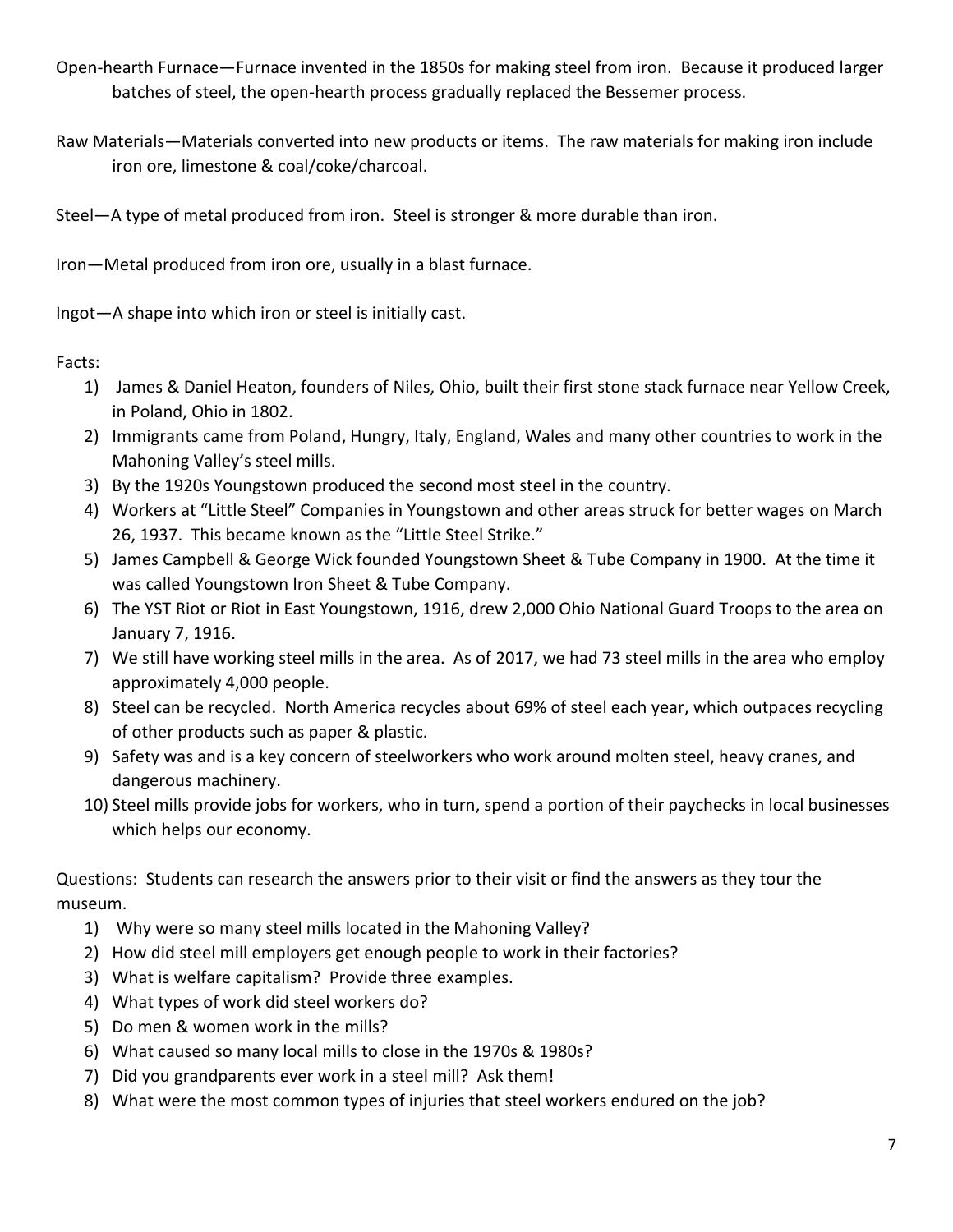Open-hearth Furnace—Furnace invented in the 1850s for making steel from iron. Because it produced larger batches of steel, the open-hearth process gradually replaced the Bessemer process.

Raw Materials—Materials converted into new products or items. The raw materials for making iron include iron ore, limestone & coal/coke/charcoal.

Steel—A type of metal produced from iron. Steel is stronger & more durable than iron.

Iron—Metal produced from iron ore, usually in a blast furnace.

Ingot—A shape into which iron or steel is initially cast.

Facts:

1) James & Daniel Heaton, founders of Niles, Ohio, built their first stone stack furnace near Yellow Creek, in Poland, Ohio in 1802.
2) Immigrants came from Poland, Hungry, Italy, England, Wales and many other countries to work in the Mahoning Valley's steel mills.
3) By the 1920s Youngstown produced the second most steel in the country.
4) Workers at "Little Steel" Companies in Youngstown and other areas struck for better wages on March 26, 1937. This became known as the "Little Steel Strike."
5) James Campbell & George Wick founded Youngstown Sheet & Tube Company in 1900. At the time it was called Youngstown Iron Sheet & Tube Company.
6) The YST Riot or Riot in East Youngstown, 1916, drew 2,000 Ohio National Guard Troops to the area on January 7, 1916.
7) We still have working steel mills in the area. As of 2017, we had 73 steel mills in the area who employ approximately 4,000 people.
8) Steel can be recycled. North America recycles about 69% of steel each year, which outpaces recycling of other products such as paper & plastic.
9) Safety was and is a key concern of steelworkers who work around molten steel, heavy cranes, and dangerous machinery.
10) Steel mills provide jobs for workers, who in turn, spend a portion of their paychecks in local businesses which helps our economy.

Questions: Students can research the answers prior to their visit or find the answers as they tour the museum.

1) Why were so many steel mills located in the Mahoning Valley?
2) How did steel mill employers get enough people to work in their factories?
3) What is welfare capitalism? Provide three examples.
4) What types of work did steel workers do?
5) Do men & women work in the mills?
6) What caused so many local mills to close in the 1970s & 1980s?
7) Did you grandparents ever work in a steel mill? Ask them!
8) What were the most common types of injuries that steel workers endured on the job?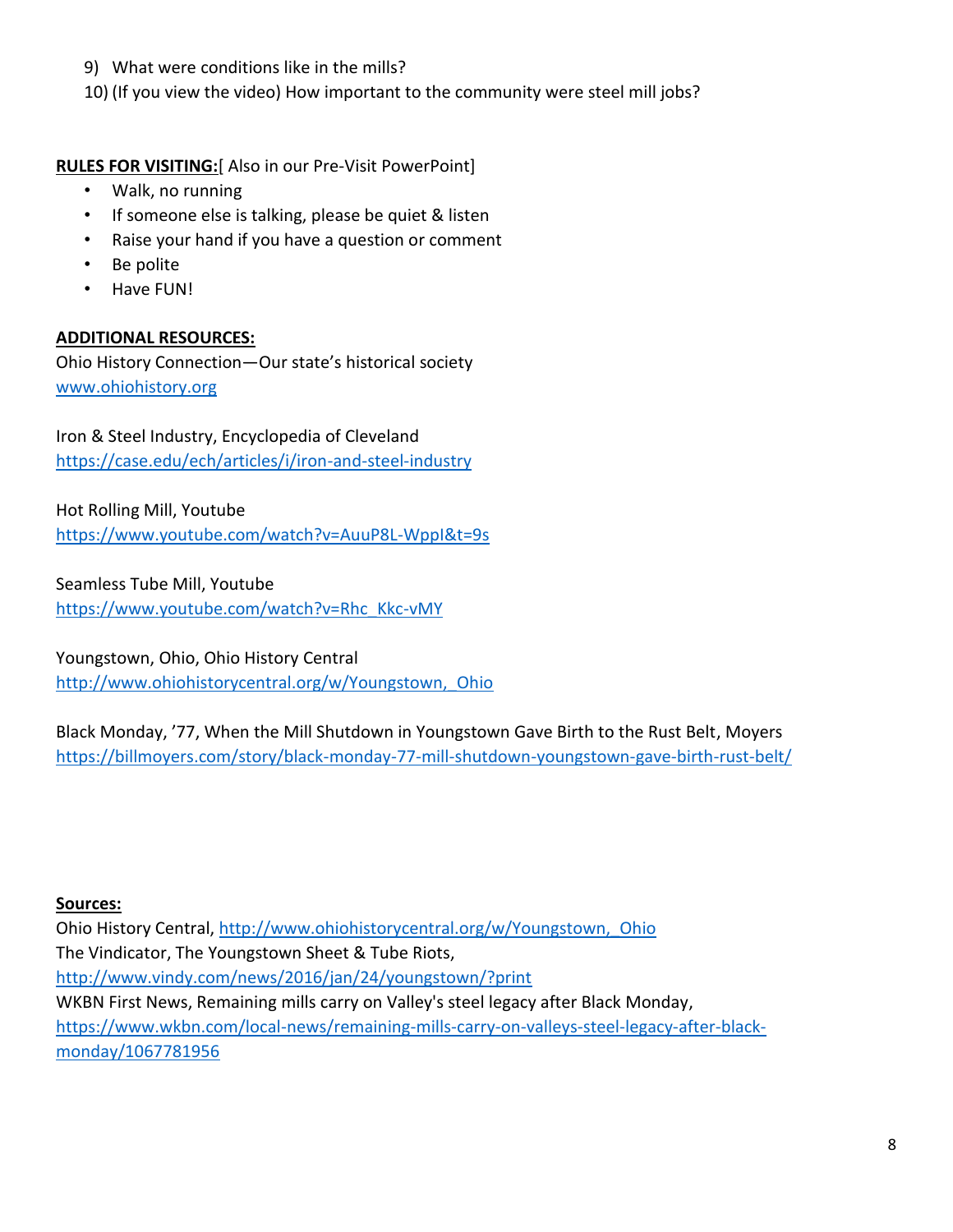9) What were conditions like in the mills?
10) (If you view the video) How important to the community were steel mill jobs?

**RULES FOR VISITING:**[ Also in our Pre-Visit PowerPoint]

- Walk, no running
- If someone else is talking, please be quiet & listen
- Raise your hand if you have a question or comment
- Be polite
- Have FUN!

**ADDITIONAL RESOURCES:**

Ohio History Connection—Our state's historical society
www.ohiohistory.org

Iron & Steel Industry, Encyclopedia of Cleveland
https://case.edu/ech/articles/i/iron-and-steel-industry

Hot Rolling Mill, Youtube
https://www.youtube.com/watch?v=AuuP8L-WppI&t=9s

Seamless Tube Mill, Youtube
https://www.youtube.com/watch?v=Rhc_Kkc-vMY

Youngstown, Ohio, Ohio History Central
http://www.ohiohistorycentral.org/w/Youngstown,_Ohio

Black Monday, '77, When the Mill Shutdown in Youngstown Gave Birth to the Rust Belt, Moyers
https://billmoyers.com/story/black-monday-77-mill-shutdown-youngstown-gave-birth-rust-belt/

**Sources:**

Ohio History Central, http://www.ohiohistorycentral.org/w/Youngstown,_Ohio
The Vindicator, The Youngstown Sheet & Tube Riots,
http://www.vindy.com/news/2016/jan/24/youngstown/?print
WKBN First News, Remaining mills carry on Valley's steel legacy after Black Monday,
https://www.wkbn.com/local-news/remaining-mills-carry-on-valleys-steel-legacy-after-black-monday/1067781956